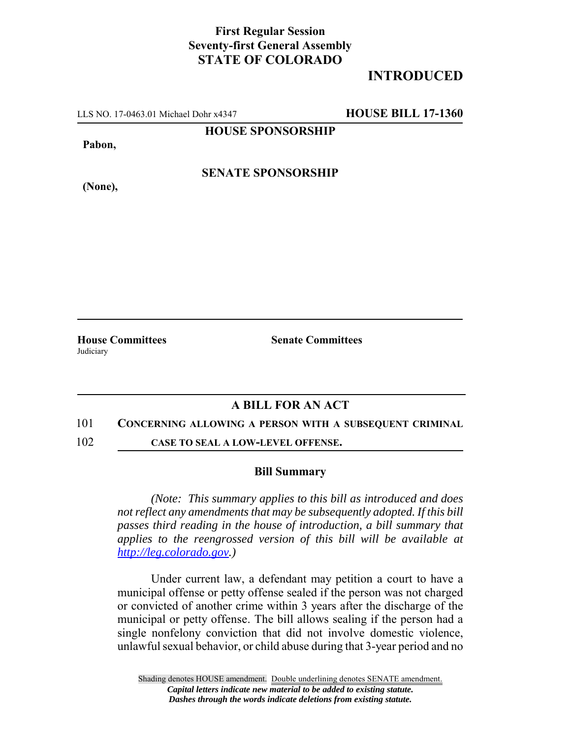**First Regular Session**
**Seventy-first General Assembly**
**STATE OF COLORADO**

# INTRODUCED

LLS NO. 17-0463.01 Michael Dohr x4347 **HOUSE BILL 17-1360**

**HOUSE SPONSORSHIP**

**Pabon,**

**SENATE SPONSORSHIP**

**(None),**

**House Committees**
Judiciary

**Senate Committees**

## A BILL FOR AN ACT

101 **CONCERNING ALLOWING A PERSON WITH A SUBSEQUENT CRIMINAL**
102 **CASE TO SEAL A LOW-LEVEL OFFENSE.**

### Bill Summary

*(Note: This summary applies to this bill as introduced and does not reflect any amendments that may be subsequently adopted. If this bill passes third reading in the house of introduction, a bill summary that applies to the reengrossed version of this bill will be available at http://leg.colorado.gov.)*

Under current law, a defendant may petition a court to have a municipal offense or petty offense sealed if the person was not charged or convicted of another crime within 3 years after the discharge of the municipal or petty offense. The bill allows sealing if the person had a single nonfelony conviction that did not involve domestic violence, unlawful sexual behavior, or child abuse during that 3-year period and no

Shading denotes HOUSE amendment. Double underlining denotes SENATE amendment.
***Capital letters indicate new material to be added to existing statute.***
***Dashes through the words indicate deletions from existing statute.***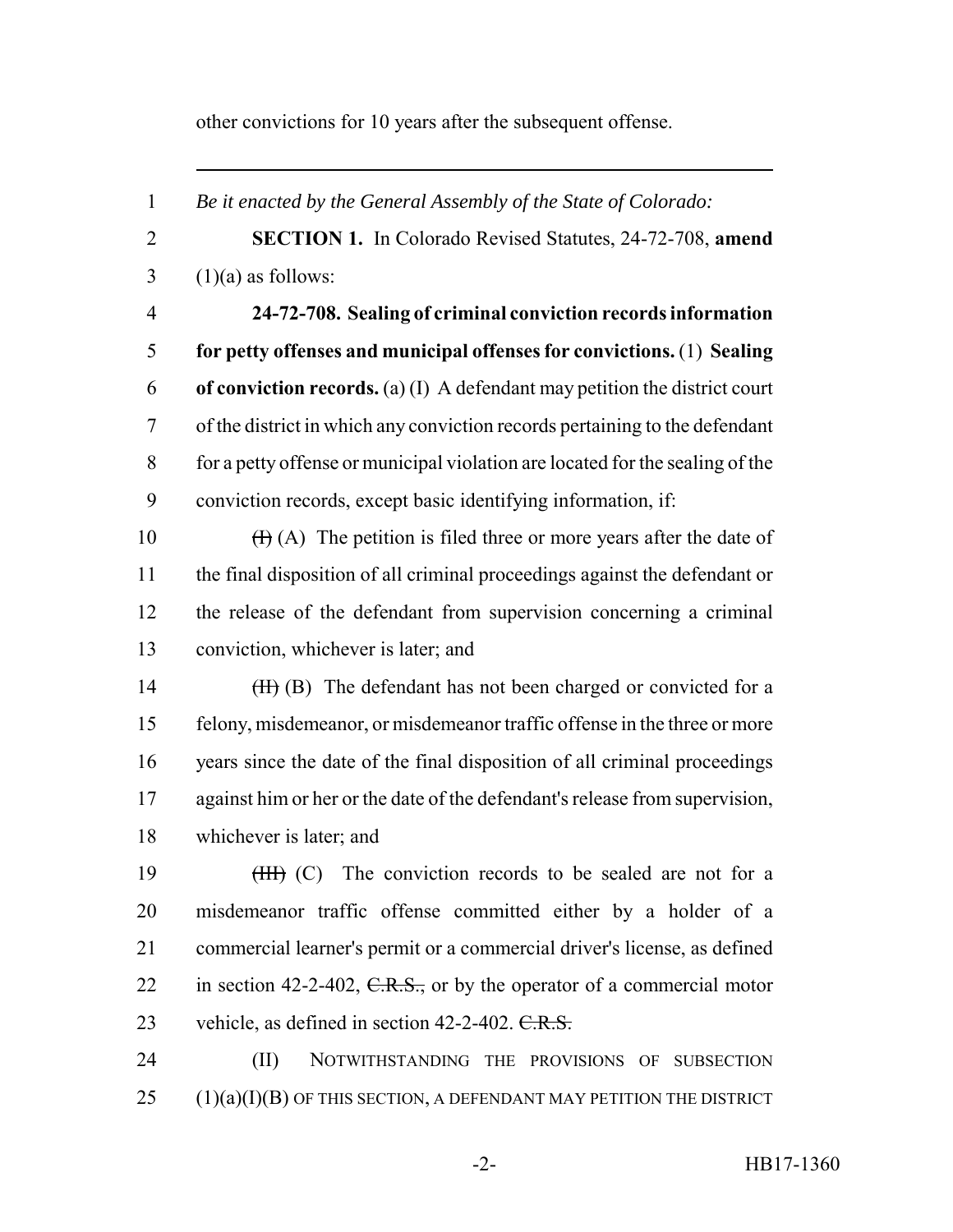other convictions for 10 years after the subsequent offense.

---

1 *Be it enacted by the General Assembly of the State of Colorado:*

2 **SECTION 1.** In Colorado Revised Statutes, 24-72-708, **amend**
3 (1)(a) as follows:

4 **24-72-708. Sealing of criminal conviction records information**
5 **for petty offenses and municipal offenses for convictions.** (1) **Sealing**
6 **of conviction records.** (a) (I) A defendant may petition the district court
7 of the district in which any conviction records pertaining to the defendant
8 for a petty offense or municipal violation are located for the sealing of the
9 conviction records, except basic identifying information, if:

10 ~~(I)~~ (A) The petition is filed three or more years after the date of
11 the final disposition of all criminal proceedings against the defendant or
12 the release of the defendant from supervision concerning a criminal
13 conviction, whichever is later; and

14 ~~(II)~~ (B) The defendant has not been charged or convicted for a
15 felony, misdemeanor, or misdemeanor traffic offense in the three or more
16 years since the date of the final disposition of all criminal proceedings
17 against him or her or the date of the defendant's release from supervision,
18 whichever is later; and

19 ~~(III)~~ (C) The conviction records to be sealed are not for a
20 misdemeanor traffic offense committed either by a holder of a
21 commercial learner's permit or a commercial driver's license, as defined
22 in section 42-2-402, ~~C.R.S.,~~ or by the operator of a commercial motor
23 vehicle, as defined in section 42-2-402. ~~C.R.S.~~

24 (II) NOTWITHSTANDING THE PROVISIONS OF SUBSECTION
25 (1)(a)(I)(B) OF THIS SECTION, A DEFENDANT MAY PETITION THE DISTRICT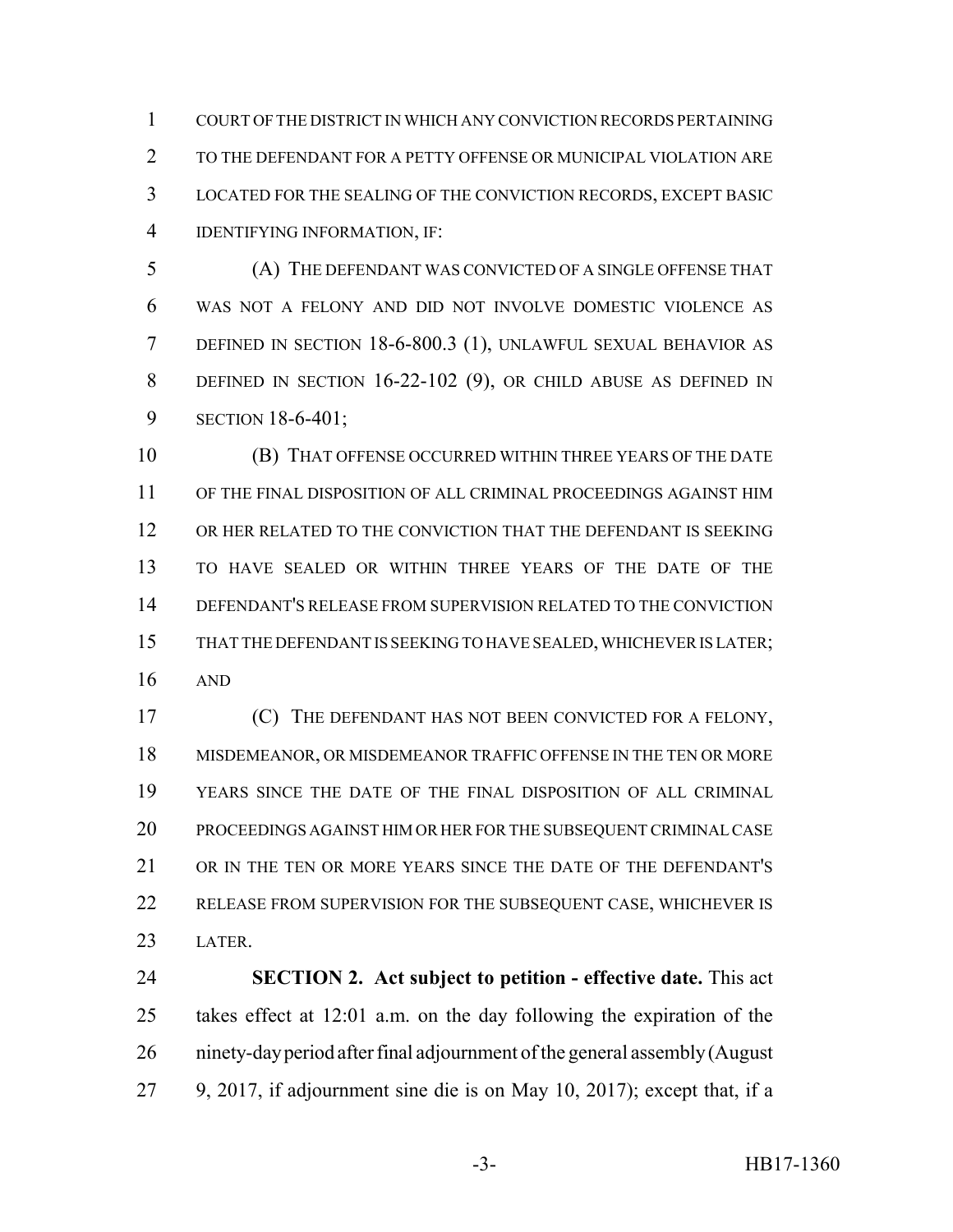COURT OF THE DISTRICT IN WHICH ANY CONVICTION RECORDS PERTAINING TO THE DEFENDANT FOR A PETTY OFFENSE OR MUNICIPAL VIOLATION ARE LOCATED FOR THE SEALING OF THE CONVICTION RECORDS, EXCEPT BASIC IDENTIFYING INFORMATION, IF:

(A) THE DEFENDANT WAS CONVICTED OF A SINGLE OFFENSE THAT WAS NOT A FELONY AND DID NOT INVOLVE DOMESTIC VIOLENCE AS DEFINED IN SECTION 18-6-800.3 (1), UNLAWFUL SEXUAL BEHAVIOR AS DEFINED IN SECTION 16-22-102 (9), OR CHILD ABUSE AS DEFINED IN SECTION 18-6-401;

(B) THAT OFFENSE OCCURRED WITHIN THREE YEARS OF THE DATE OF THE FINAL DISPOSITION OF ALL CRIMINAL PROCEEDINGS AGAINST HIM OR HER RELATED TO THE CONVICTION THAT THE DEFENDANT IS SEEKING TO HAVE SEALED OR WITHIN THREE YEARS OF THE DATE OF THE DEFENDANT'S RELEASE FROM SUPERVISION RELATED TO THE CONVICTION THAT THE DEFENDANT IS SEEKING TO HAVE SEALED, WHICHEVER IS LATER; AND

(C) THE DEFENDANT HAS NOT BEEN CONVICTED FOR A FELONY, MISDEMEANOR, OR MISDEMEANOR TRAFFIC OFFENSE IN THE TEN OR MORE YEARS SINCE THE DATE OF THE FINAL DISPOSITION OF ALL CRIMINAL PROCEEDINGS AGAINST HIM OR HER FOR THE SUBSEQUENT CRIMINAL CASE OR IN THE TEN OR MORE YEARS SINCE THE DATE OF THE DEFENDANT'S RELEASE FROM SUPERVISION FOR THE SUBSEQUENT CASE, WHICHEVER IS LATER.

**SECTION 2. Act subject to petition - effective date.** This act takes effect at 12:01 a.m. on the day following the expiration of the ninety-day period after final adjournment of the general assembly (August 9, 2017, if adjournment sine die is on May 10, 2017); except that, if a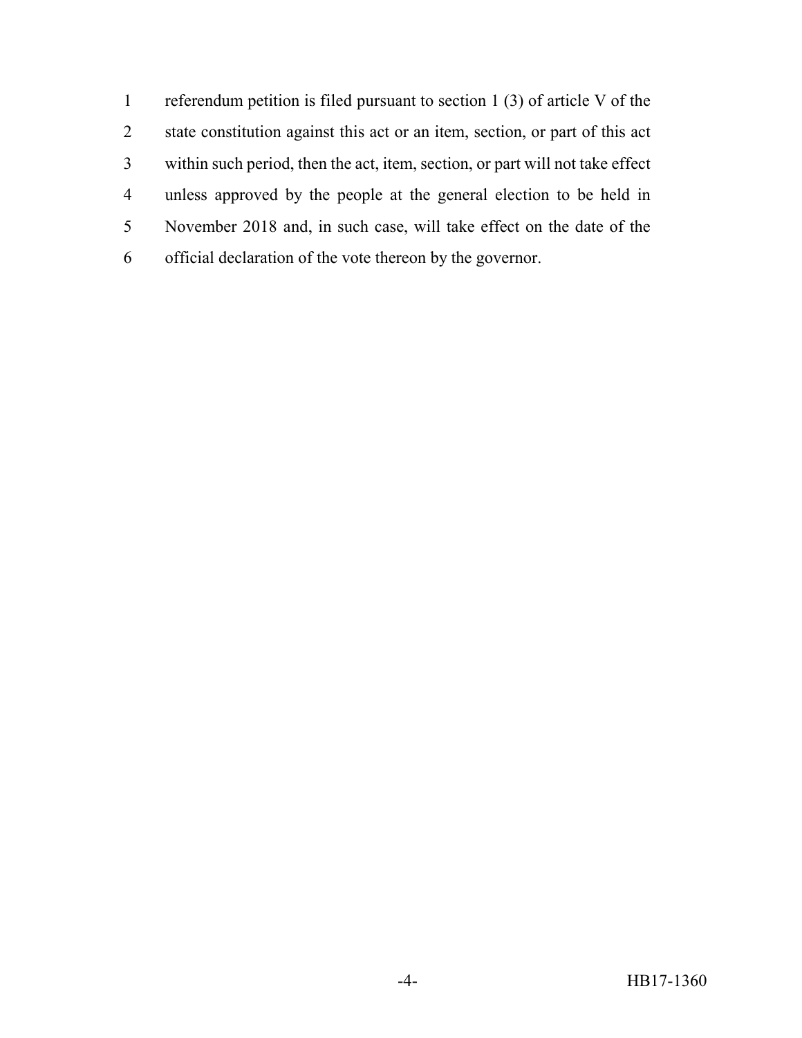referendum petition is filed pursuant to section 1 (3) of article V of the state constitution against this act or an item, section, or part of this act within such period, then the act, item, section, or part will not take effect unless approved by the people at the general election to be held in November 2018 and, in such case, will take effect on the date of the official declaration of the vote thereon by the governor.